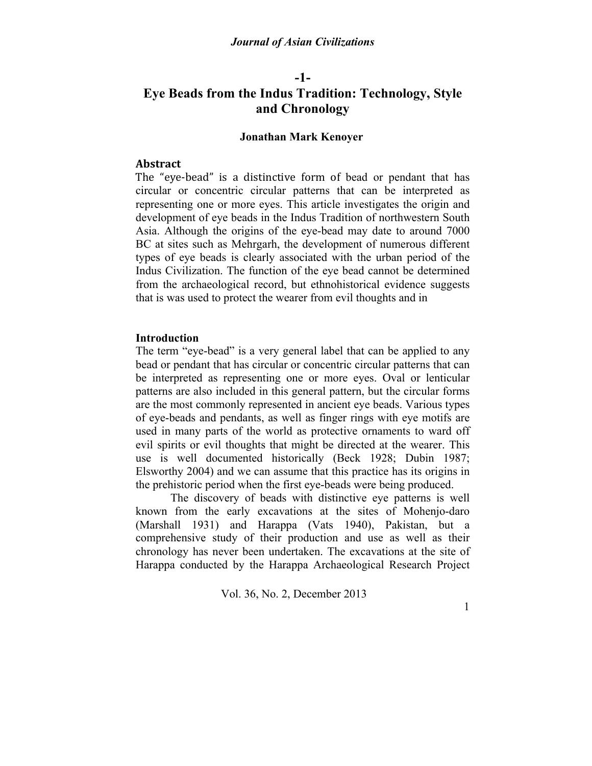# Eye Beads from the Indus Tradition: Technology, Style and Chronology

**Jonathan Mark Kenoyer**

## Abstract

The "eye-bead" is a distinctive form of bead or pendant that has circular or concentric circular patterns that can be interpreted as representing one or more eyes. This article investigates the origin and development of eye beads in the Indus Tradition of northwestern South Asia. Although the origins of the eye-bead may date to around 7000 BC at sites such as Mehrgarh, the development of numerous different types of eye beads is clearly associated with the urban period of the Indus Civilization. The function of the eye bead cannot be determined from the archaeological record, but ethnohistorical evidence suggests that is was used to protect the wearer from evil thoughts and in

## Introduction

The term "eye-bead" is a very general label that can be applied to any bead or pendant that has circular or concentric circular patterns that can be interpreted as representing one or more eyes. Oval or lenticular patterns are also included in this general pattern, but the circular forms are the most commonly represented in ancient eye beads. Various types of eye-beads and pendants, as well as finger rings with eye motifs are used in many parts of the world as protective ornaments to ward off evil spirits or evil thoughts that might be directed at the wearer. This use is well documented historically (Beck 1928; Dubin 1987; Elsworthy 2004) and we can assume that this practice has its origins in the prehistoric period when the first eye-beads were being produced.

The discovery of beads with distinctive eye patterns is well known from the early excavations at the sites of Mohenjo-daro (Marshall 1931) and Harappa (Vats 1940), Pakistan, but a comprehensive study of their production and use as well as their chronology has never been undertaken. The excavations at the site of Harappa conducted by the Harappa Archaeological Research Project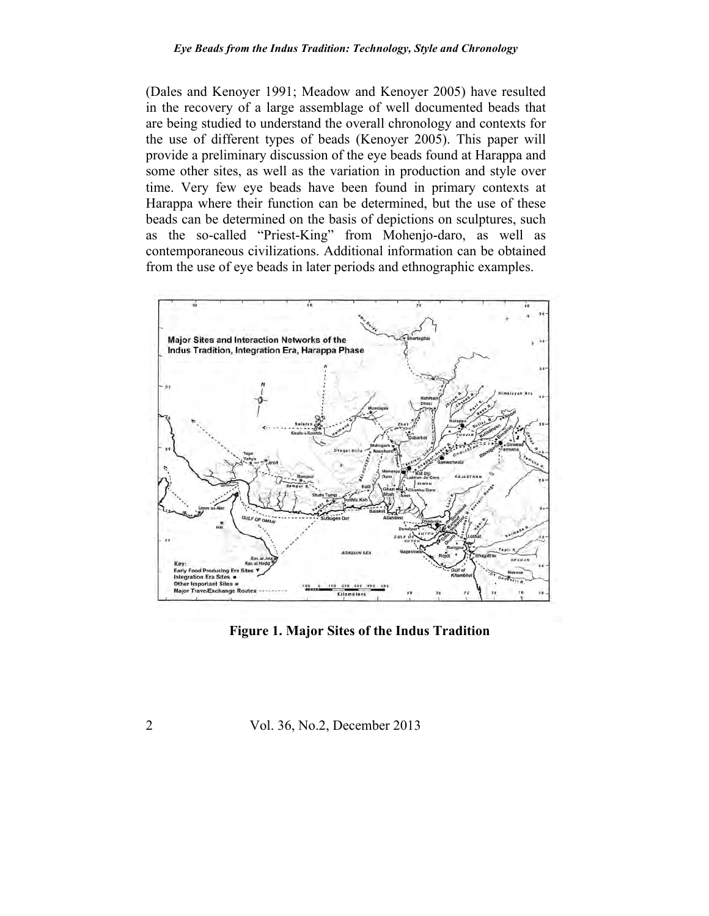(Dales and Kenoyer 1991; Meadow and Kenoyer 2005) have resulted in the recovery of a large assemblage of well documented beads that are being studied to understand the overall chronology and contexts for the use of different types of beads (Kenoyer 2005). This paper will provide a preliminary discussion of the eye beads found at Harappa and some other sites, as well as the variation in production and style over time. Very few eye beads have been found in primary contexts at Harappa where their function can be determined, but the use of these beads can be determined on the basis of depictions on sculptures, such as the so-called "Priest-King" from Mohenjo-daro, as well as contemporaneous civilizations. Additional information can be obtained from the use of eye beads in later periods and ethnographic examples.

**Figure 1. Major Sites of the Indus Tradition**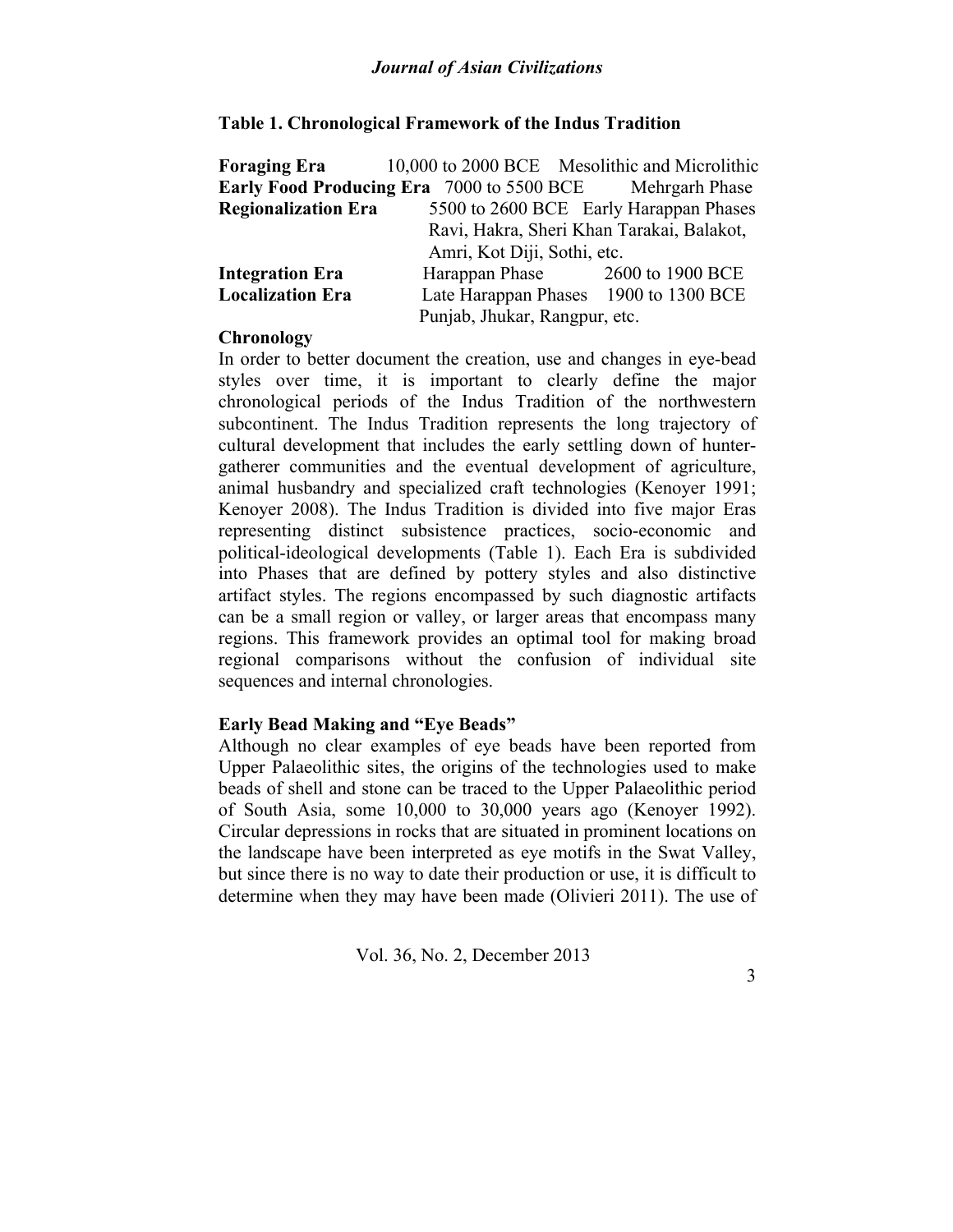**Table 1. Chronological Framework of the Indus Tradition**

| Era | Date / Phase | Phase / Date |
|---|---|---|
| **Foraging Era** | 10,000 to 2000 BCE | Mesolithic and Microlithic |
| **Early Food Producing Era** | 7000 to 5500 BCE | Mehrgarh Phase |
| **Regionalization Era** | 5500 to 2600 BCE | Early Harappan Phases Ravi, Hakra, Sheri Khan Tarakai, Balakot, Amri, Kot Diji, Sothi, etc. |
| **Integration Era** | Harappan Phase | 2600 to 1900 BCE |
| **Localization Era** | Late Harappan Phases Punjab, Jhukar, Rangpur, etc. | 1900 to 1300 BCE |

## Chronology

In order to better document the creation, use and changes in eye-bead styles over time, it is important to clearly define the major chronological periods of the Indus Tradition of the northwestern subcontinent. The Indus Tradition represents the long trajectory of cultural development that includes the early settling down of hunter-gatherer communities and the eventual development of agriculture, animal husbandry and specialized craft technologies (Kenoyer 1991; Kenoyer 2008). The Indus Tradition is divided into five major Eras representing distinct subsistence practices, socio-economic and political-ideological developments (Table 1). Each Era is subdivided into Phases that are defined by pottery styles and also distinctive artifact styles. The regions encompassed by such diagnostic artifacts can be a small region or valley, or larger areas that encompass many regions. This framework provides an optimal tool for making broad regional comparisons without the confusion of individual site sequences and internal chronologies.

## Early Bead Making and "Eye Beads"

Although no clear examples of eye beads have been reported from Upper Palaeolithic sites, the origins of the technologies used to make beads of shell and stone can be traced to the Upper Palaeolithic period of South Asia, some 10,000 to 30,000 years ago (Kenoyer 1992). Circular depressions in rocks that are situated in prominent locations on the landscape have been interpreted as eye motifs in the Swat Valley, but since there is no way to date their production or use, it is difficult to determine when they may have been made (Olivieri 2011). The use of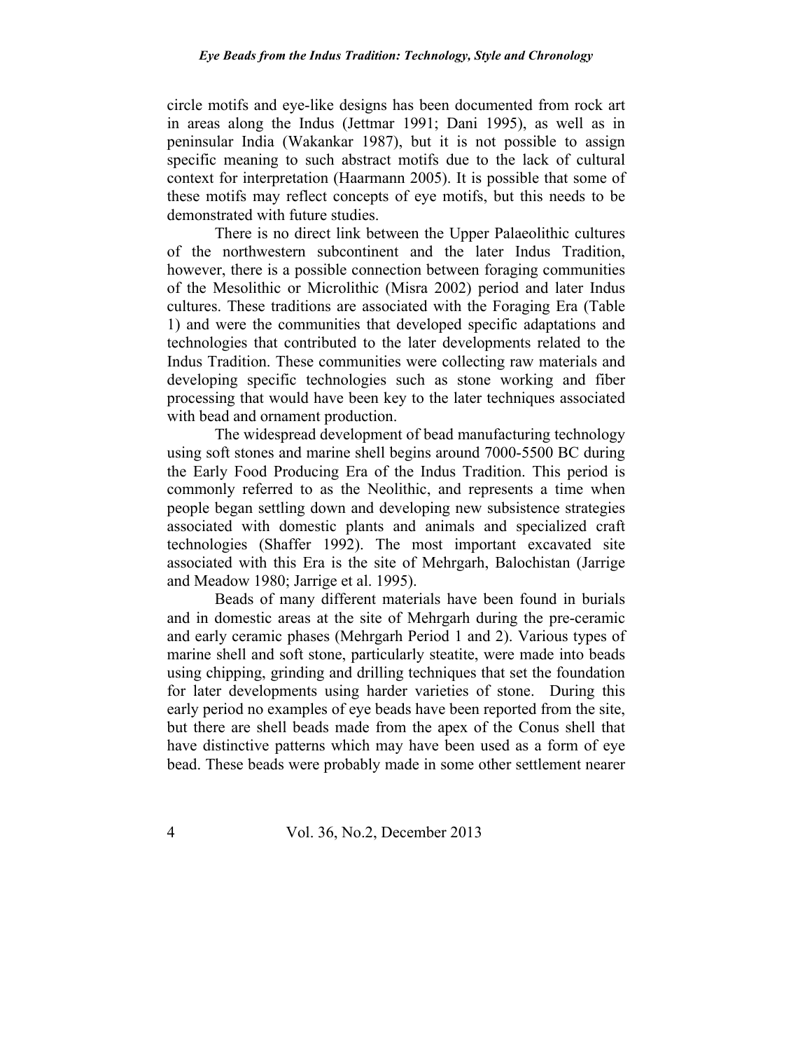circle motifs and eye-like designs has been documented from rock art in areas along the Indus (Jettmar 1991; Dani 1995), as well as in peninsular India (Wakankar 1987), but it is not possible to assign specific meaning to such abstract motifs due to the lack of cultural context for interpretation (Haarmann 2005). It is possible that some of these motifs may reflect concepts of eye motifs, but this needs to be demonstrated with future studies.

There is no direct link between the Upper Palaeolithic cultures of the northwestern subcontinent and the later Indus Tradition, however, there is a possible connection between foraging communities of the Mesolithic or Microlithic (Misra 2002) period and later Indus cultures. These traditions are associated with the Foraging Era (Table 1) and were the communities that developed specific adaptations and technologies that contributed to the later developments related to the Indus Tradition. These communities were collecting raw materials and developing specific technologies such as stone working and fiber processing that would have been key to the later techniques associated with bead and ornament production.

The widespread development of bead manufacturing technology using soft stones and marine shell begins around 7000-5500 BC during the Early Food Producing Era of the Indus Tradition. This period is commonly referred to as the Neolithic, and represents a time when people began settling down and developing new subsistence strategies associated with domestic plants and animals and specialized craft technologies (Shaffer 1992). The most important excavated site associated with this Era is the site of Mehrgarh, Balochistan (Jarrige and Meadow 1980; Jarrige et al. 1995).

Beads of many different materials have been found in burials and in domestic areas at the site of Mehrgarh during the pre-ceramic and early ceramic phases (Mehrgarh Period 1 and 2). Various types of marine shell and soft stone, particularly steatite, were made into beads using chipping, grinding and drilling techniques that set the foundation for later developments using harder varieties of stone. During this early period no examples of eye beads have been reported from the site, but there are shell beads made from the apex of the Conus shell that have distinctive patterns which may have been used as a form of eye bead. These beads were probably made in some other settlement nearer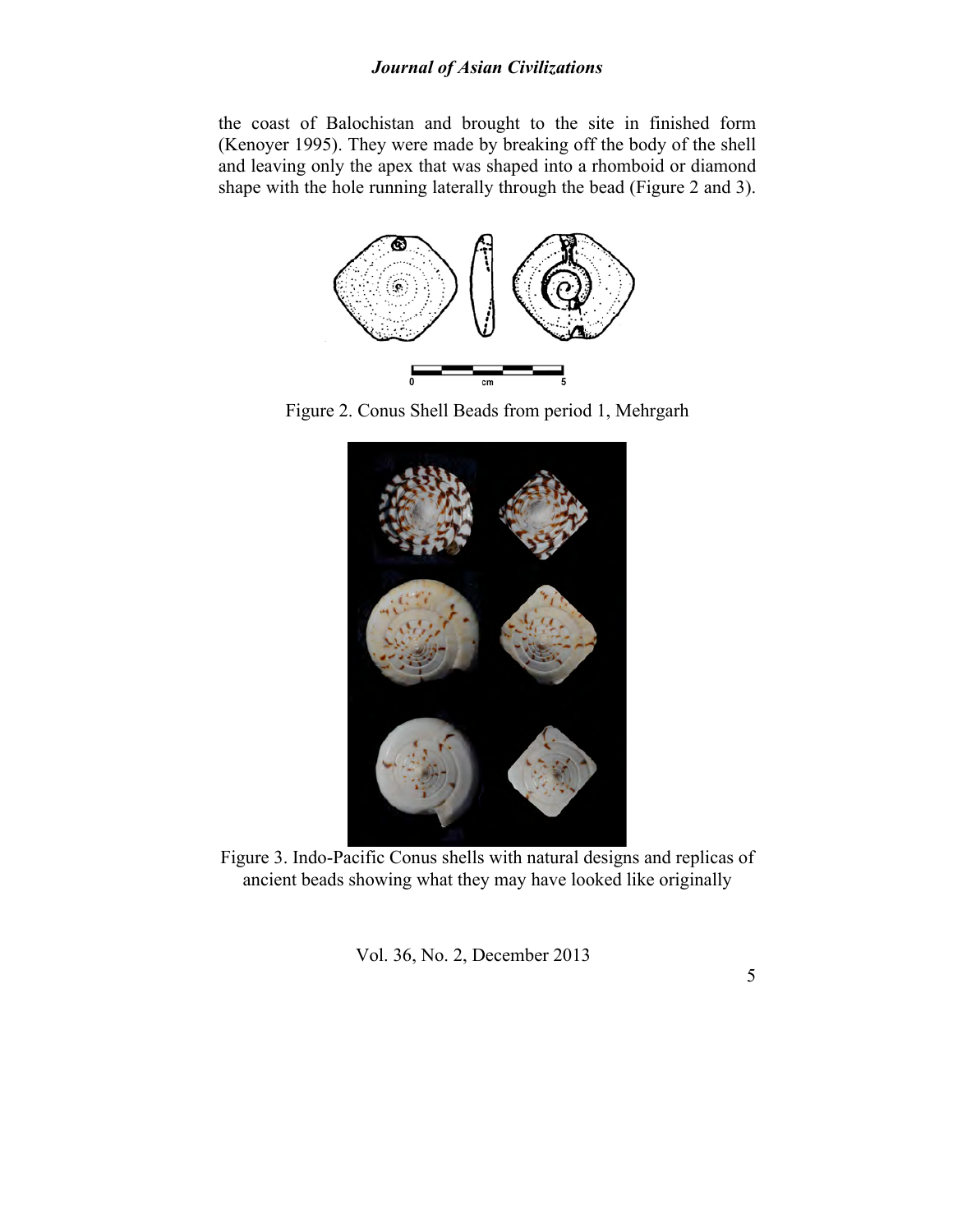the coast of Balochistan and brought to the site in finished form (Kenoyer 1995). They were made by breaking off the body of the shell and leaving only the apex that was shaped into a rhomboid or diamond shape with the hole running laterally through the bead (Figure 2 and 3).

Figure 2. Conus Shell Beads from period 1, Mehrgarh

Figure 3. Indo-Pacific Conus shells with natural designs and replicas of ancient beads showing what they may have looked like originally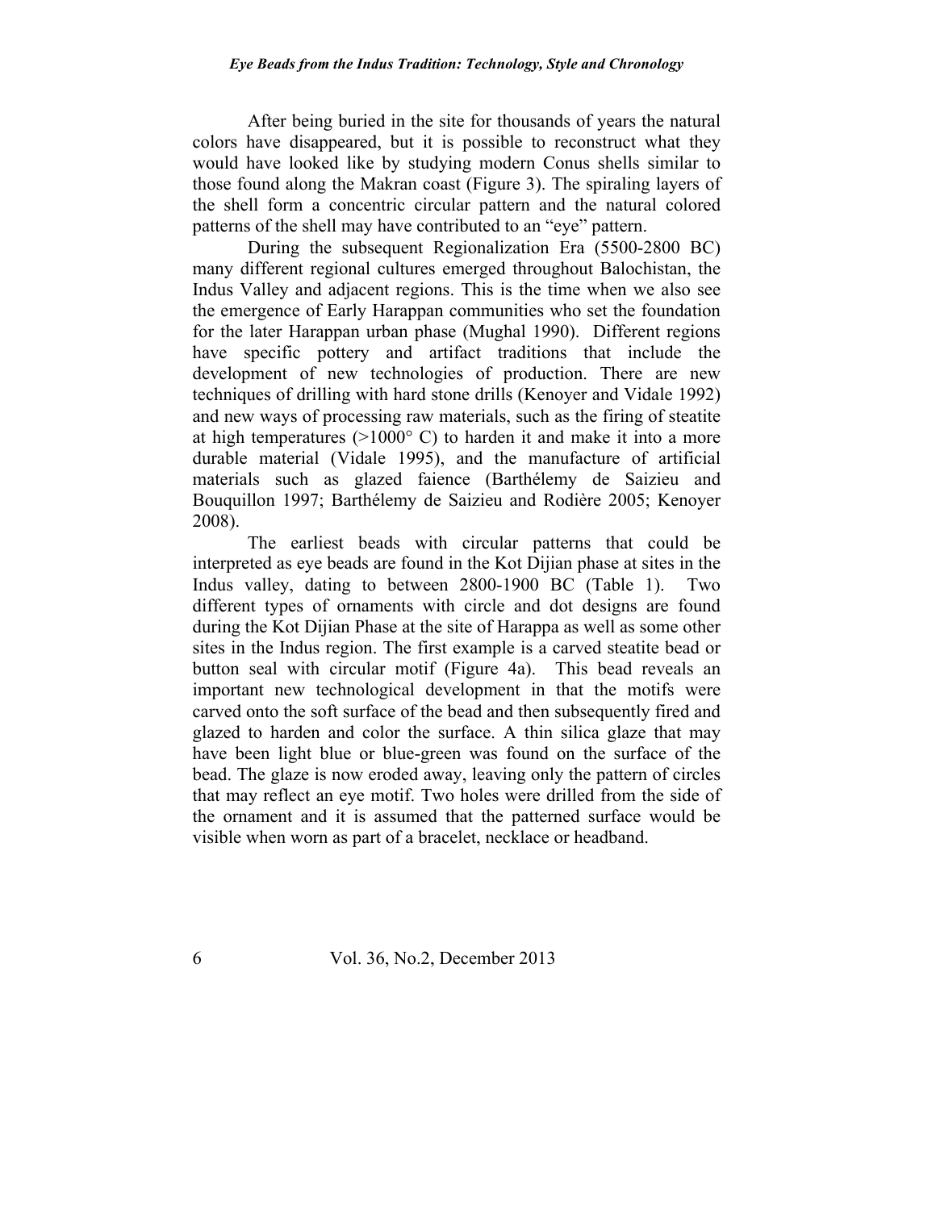After being buried in the site for thousands of years the natural colors have disappeared, but it is possible to reconstruct what they would have looked like by studying modern Conus shells similar to those found along the Makran coast (Figure 3). The spiraling layers of the shell form a concentric circular pattern and the natural colored patterns of the shell may have contributed to an "eye" pattern.

During the subsequent Regionalization Era (5500-2800 BC) many different regional cultures emerged throughout Balochistan, the Indus Valley and adjacent regions. This is the time when we also see the emergence of Early Harappan communities who set the foundation for the later Harappan urban phase (Mughal 1990). Different regions have specific pottery and artifact traditions that include the development of new technologies of production. There are new techniques of drilling with hard stone drills (Kenoyer and Vidale 1992) and new ways of processing raw materials, such as the firing of steatite at high temperatures (>1000° C) to harden it and make it into a more durable material (Vidale 1995), and the manufacture of artificial materials such as glazed faience (Barthélemy de Saizieu and Bouquillon 1997; Barthélemy de Saizieu and Rodière 2005; Kenoyer 2008).

The earliest beads with circular patterns that could be interpreted as eye beads are found in the Kot Dijian phase at sites in the Indus valley, dating to between 2800-1900 BC (Table 1). Two different types of ornaments with circle and dot designs are found during the Kot Dijian Phase at the site of Harappa as well as some other sites in the Indus region. The first example is a carved steatite bead or button seal with circular motif (Figure 4a). This bead reveals an important new technological development in that the motifs were carved onto the soft surface of the bead and then subsequently fired and glazed to harden and color the surface. A thin silica glaze that may have been light blue or blue-green was found on the surface of the bead. The glaze is now eroded away, leaving only the pattern of circles that may reflect an eye motif. Two holes were drilled from the side of the ornament and it is assumed that the patterned surface would be visible when worn as part of a bracelet, necklace or headband.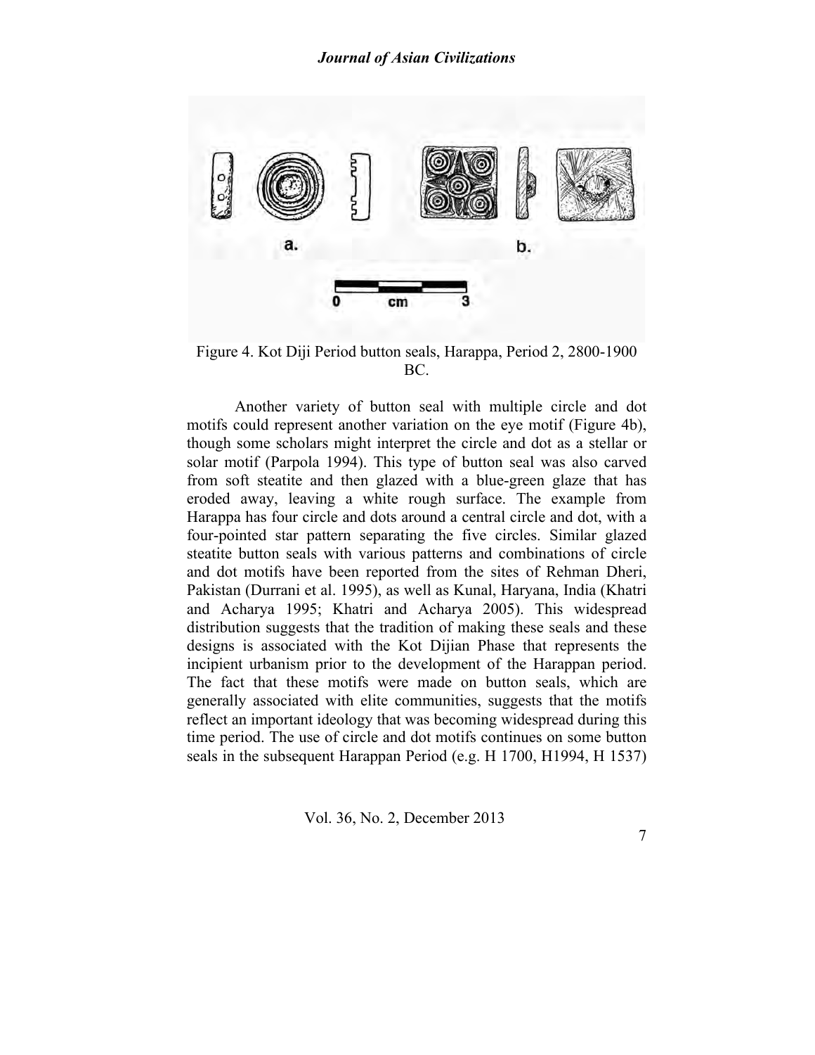Figure 4. Kot Diji Period button seals, Harappa, Period 2, 2800-1900 BC.

Another variety of button seal with multiple circle and dot motifs could represent another variation on the eye motif (Figure 4b), though some scholars might interpret the circle and dot as a stellar or solar motif (Parpola 1994). This type of button seal was also carved from soft steatite and then glazed with a blue-green glaze that has eroded away, leaving a white rough surface. The example from Harappa has four circle and dots around a central circle and dot, with a four-pointed star pattern separating the five circles. Similar glazed steatite button seals with various patterns and combinations of circle and dot motifs have been reported from the sites of Rehman Dheri, Pakistan (Durrani et al. 1995), as well as Kunal, Haryana, India (Khatri and Acharya 1995; Khatri and Acharya 2005). This widespread distribution suggests that the tradition of making these seals and these designs is associated with the Kot Dijian Phase that represents the incipient urbanism prior to the development of the Harappan period. The fact that these motifs were made on button seals, which are generally associated with elite communities, suggests that the motifs reflect an important ideology that was becoming widespread during this time period. The use of circle and dot motifs continues on some button seals in the subsequent Harappan Period (e.g. H 1700, H1994, H 1537)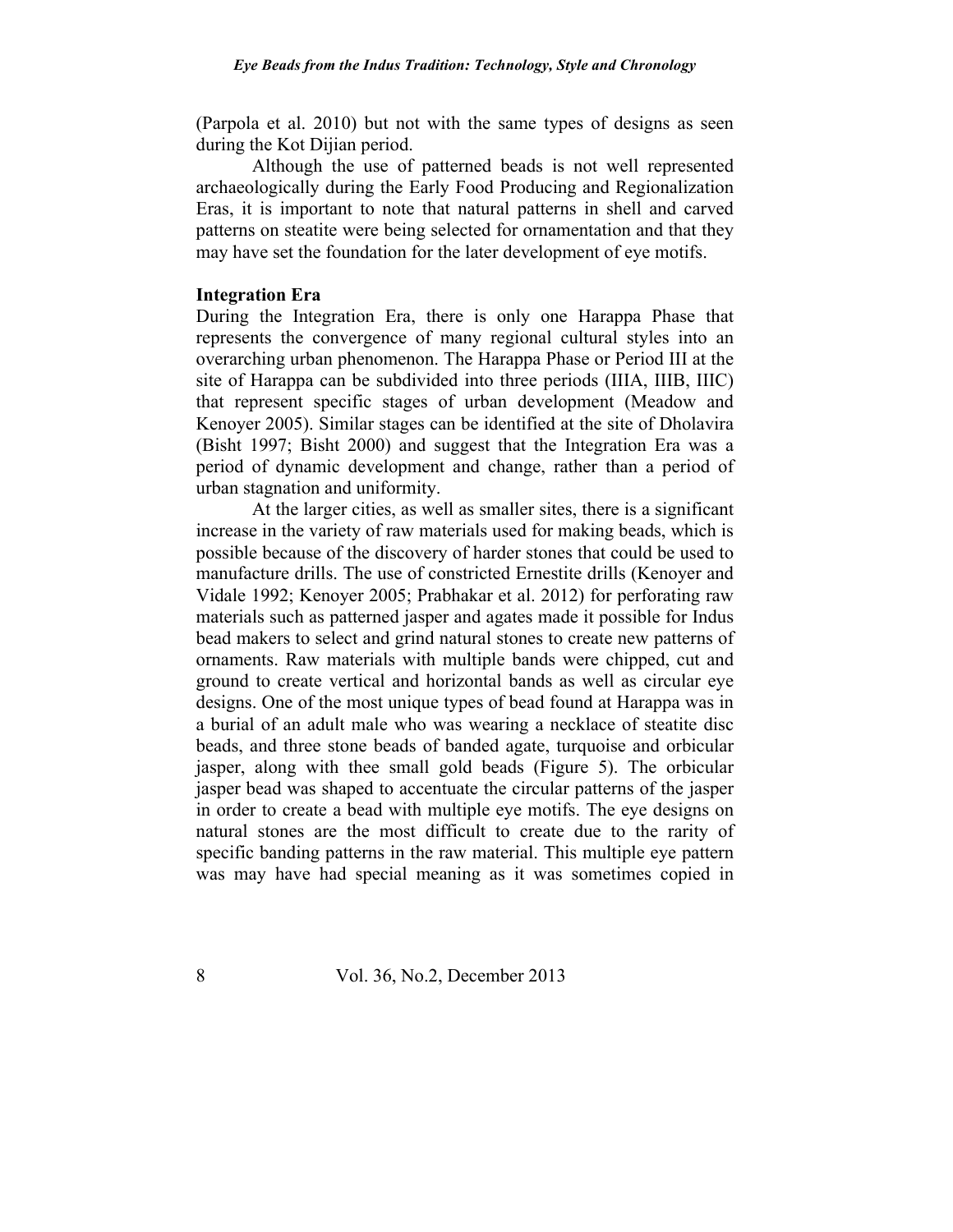(Parpola et al. 2010) but not with the same types of designs as seen during the Kot Dijian period.

Although the use of patterned beads is not well represented archaeologically during the Early Food Producing and Regionalization Eras, it is important to note that natural patterns in shell and carved patterns on steatite were being selected for ornamentation and that they may have set the foundation for the later development of eye motifs.

**Integration Era**

During the Integration Era, there is only one Harappa Phase that represents the convergence of many regional cultural styles into an overarching urban phenomenon. The Harappa Phase or Period III at the site of Harappa can be subdivided into three periods (IIIA, IIIB, IIIC) that represent specific stages of urban development (Meadow and Kenoyer 2005). Similar stages can be identified at the site of Dholavira (Bisht 1997; Bisht 2000) and suggest that the Integration Era was a period of dynamic development and change, rather than a period of urban stagnation and uniformity.

At the larger cities, as well as smaller sites, there is a significant increase in the variety of raw materials used for making beads, which is possible because of the discovery of harder stones that could be used to manufacture drills. The use of constricted Ernestite drills (Kenoyer and Vidale 1992; Kenoyer 2005; Prabhakar et al. 2012) for perforating raw materials such as patterned jasper and agates made it possible for Indus bead makers to select and grind natural stones to create new patterns of ornaments. Raw materials with multiple bands were chipped, cut and ground to create vertical and horizontal bands as well as circular eye designs. One of the most unique types of bead found at Harappa was in a burial of an adult male who was wearing a necklace of steatite disc beads, and three stone beads of banded agate, turquoise and orbicular jasper, along with thee small gold beads (Figure 5). The orbicular jasper bead was shaped to accentuate the circular patterns of the jasper in order to create a bead with multiple eye motifs. The eye designs on natural stones are the most difficult to create due to the rarity of specific banding patterns in the raw material. This multiple eye pattern was may have had special meaning as it was sometimes copied in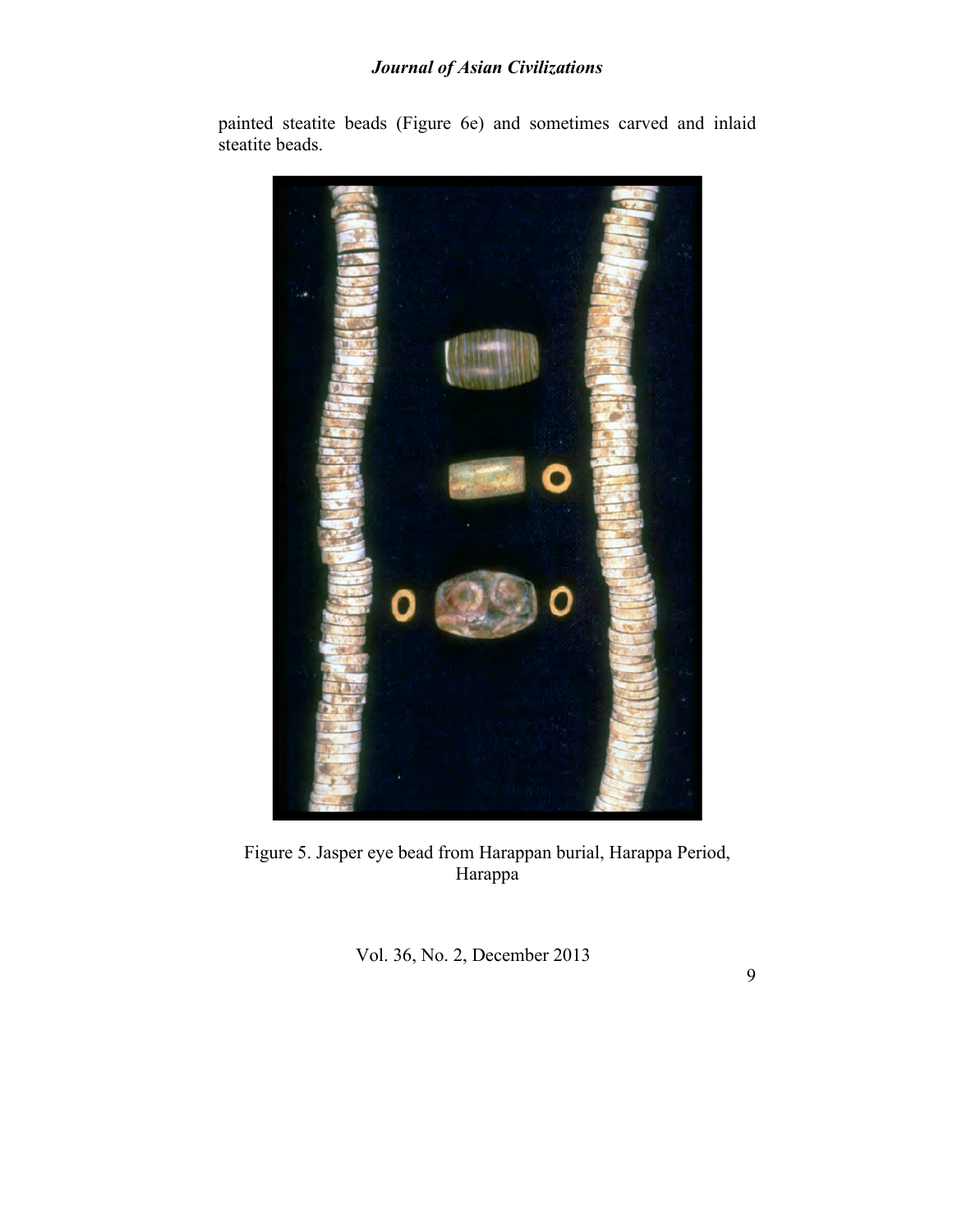painted steatite beads (Figure 6e) and sometimes carved and inlaid steatite beads.

Figure 5. Jasper eye bead from Harappan burial, Harappa Period, Harappa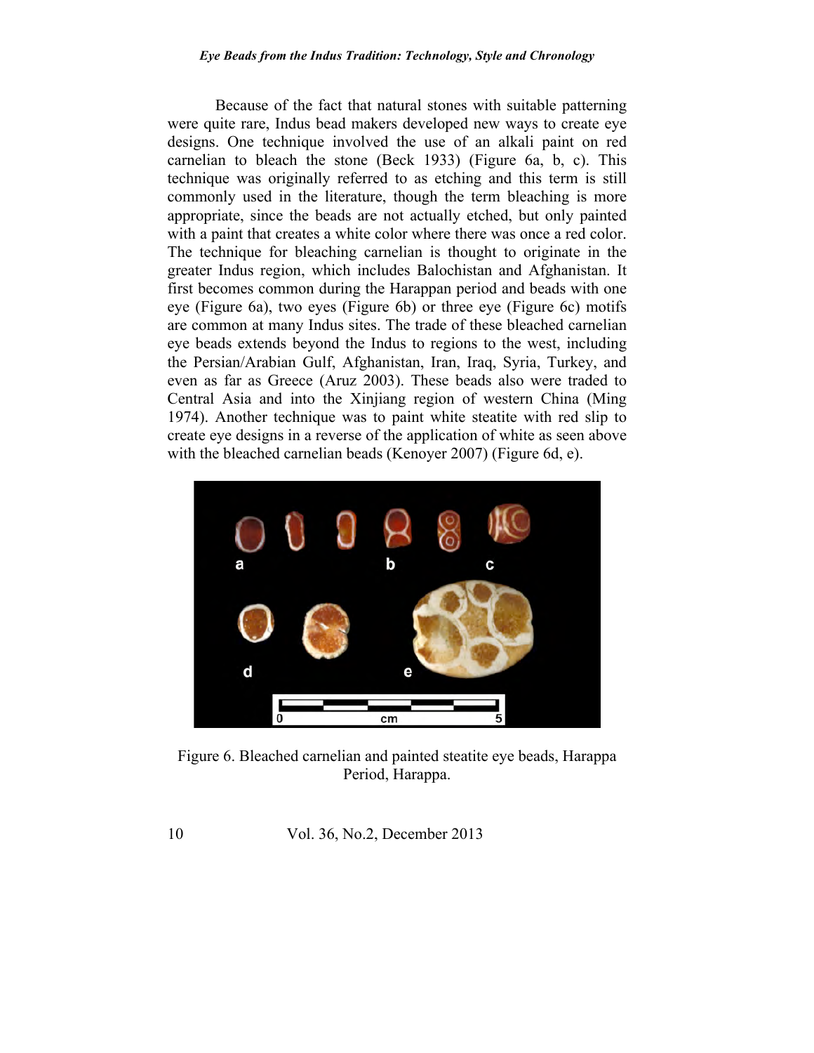Because of the fact that natural stones with suitable patterning were quite rare, Indus bead makers developed new ways to create eye designs. One technique involved the use of an alkali paint on red carnelian to bleach the stone (Beck 1933) (Figure 6a, b, c). This technique was originally referred to as etching and this term is still commonly used in the literature, though the term bleaching is more appropriate, since the beads are not actually etched, but only painted with a paint that creates a white color where there was once a red color. The technique for bleaching carnelian is thought to originate in the greater Indus region, which includes Balochistan and Afghanistan. It first becomes common during the Harappan period and beads with one eye (Figure 6a), two eyes (Figure 6b) or three eye (Figure 6c) motifs are common at many Indus sites. The trade of these bleached carnelian eye beads extends beyond the Indus to regions to the west, including the Persian/Arabian Gulf, Afghanistan, Iran, Iraq, Syria, Turkey, and even as far as Greece (Aruz 2003). These beads also were traded to Central Asia and into the Xinjiang region of western China (Ming 1974). Another technique was to paint white steatite with red slip to create eye designs in a reverse of the application of white as seen above with the bleached carnelian beads (Kenoyer 2007) (Figure 6d, e).

Figure 6. Bleached carnelian and painted steatite eye beads, Harappa Period, Harappa.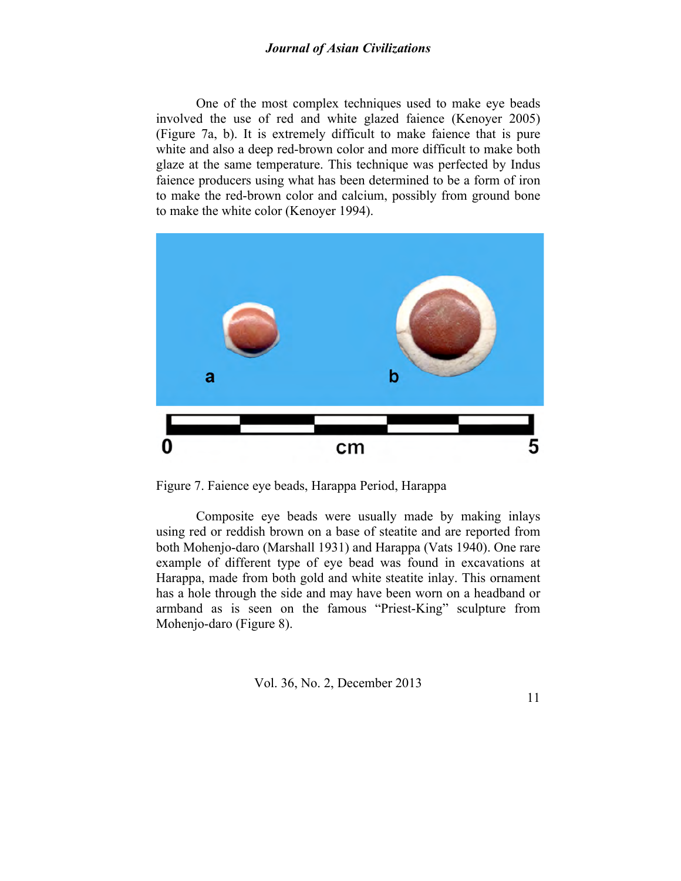One of the most complex techniques used to make eye beads involved the use of red and white glazed faience (Kenoyer 2005) (Figure 7a, b). It is extremely difficult to make faience that is pure white and also a deep red-brown color and more difficult to make both glaze at the same temperature. This technique was perfected by Indus faience producers using what has been determined to be a form of iron to make the red-brown color and calcium, possibly from ground bone to make the white color (Kenoyer 1994).

Figure 7. Faience eye beads, Harappa Period, Harappa

Composite eye beads were usually made by making inlays using red or reddish brown on a base of steatite and are reported from both Mohenjo-daro (Marshall 1931) and Harappa (Vats 1940). One rare example of different type of eye bead was found in excavations at Harappa, made from both gold and white steatite inlay. This ornament has a hole through the side and may have been worn on a headband or armband as is seen on the famous "Priest-King" sculpture from Mohenjo-daro (Figure 8).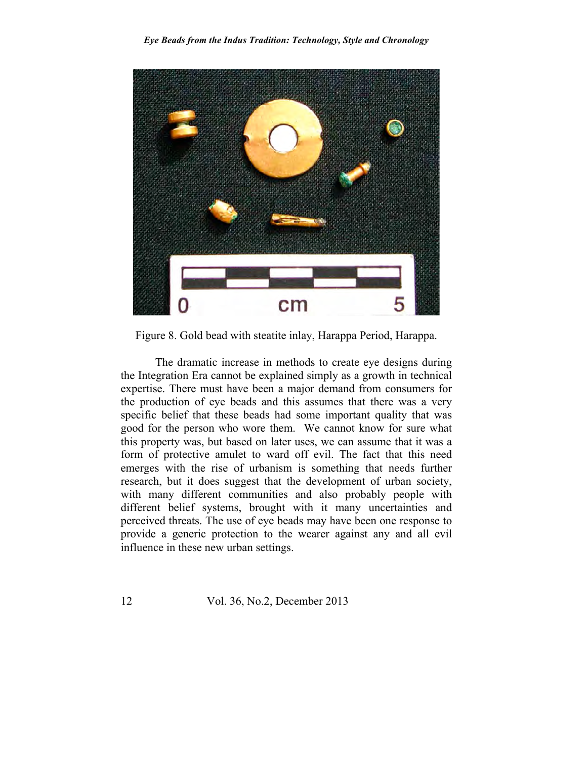Figure 8. Gold bead with steatite inlay, Harappa Period, Harappa.

The dramatic increase in methods to create eye designs during the Integration Era cannot be explained simply as a growth in technical expertise. There must have been a major demand from consumers for the production of eye beads and this assumes that there was a very specific belief that these beads had some important quality that was good for the person who wore them. We cannot know for sure what this property was, but based on later uses, we can assume that it was a form of protective amulet to ward off evil. The fact that this need emerges with the rise of urbanism is something that needs further research, but it does suggest that the development of urban society, with many different communities and also probably people with different belief systems, brought with it many uncertainties and perceived threats. The use of eye beads may have been one response to provide a generic protection to the wearer against any and all evil influence in these new urban settings.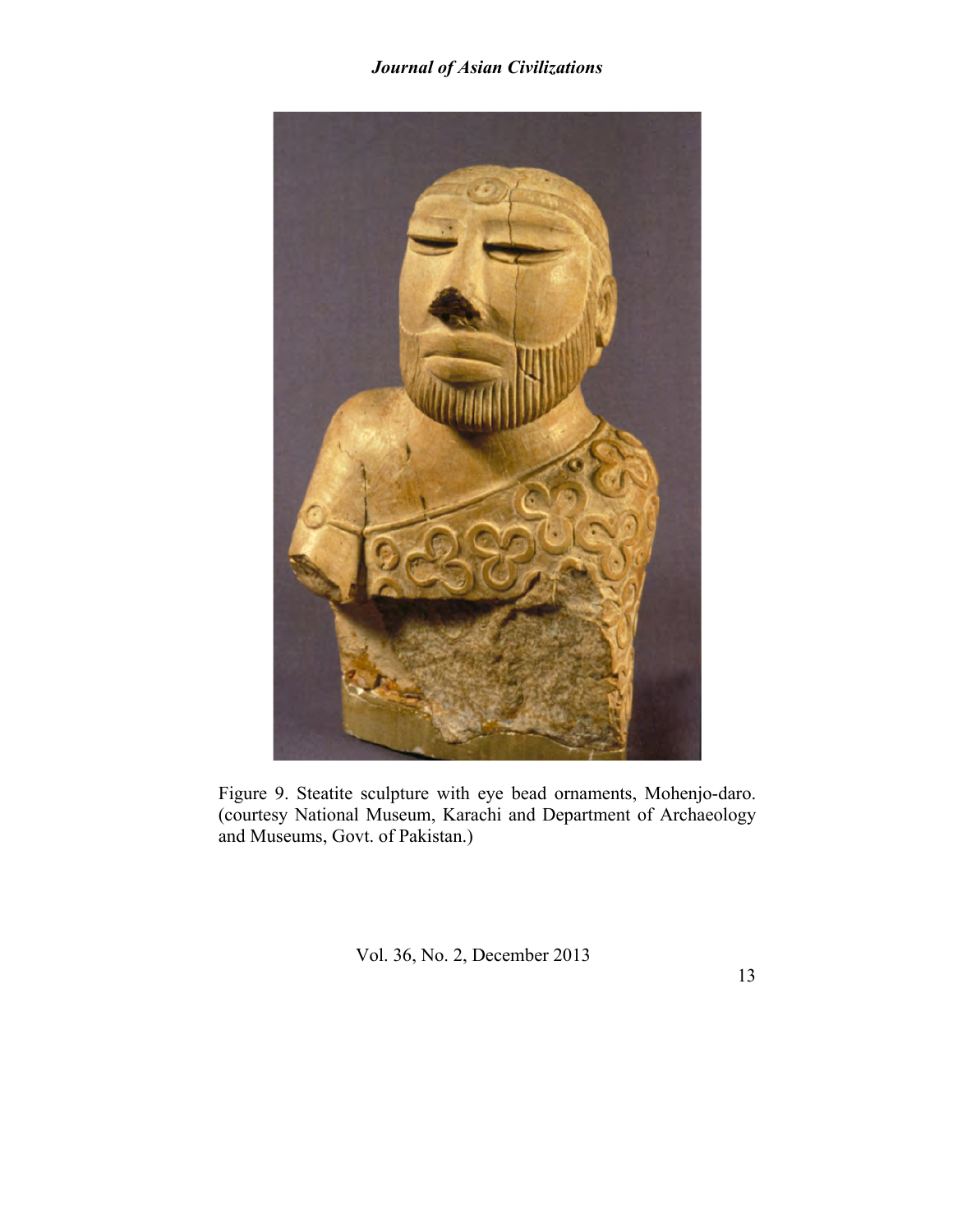Figure 9. Steatite sculpture with eye bead ornaments, Mohenjo-daro. (courtesy National Museum, Karachi and Department of Archaeology and Museums, Govt. of Pakistan.)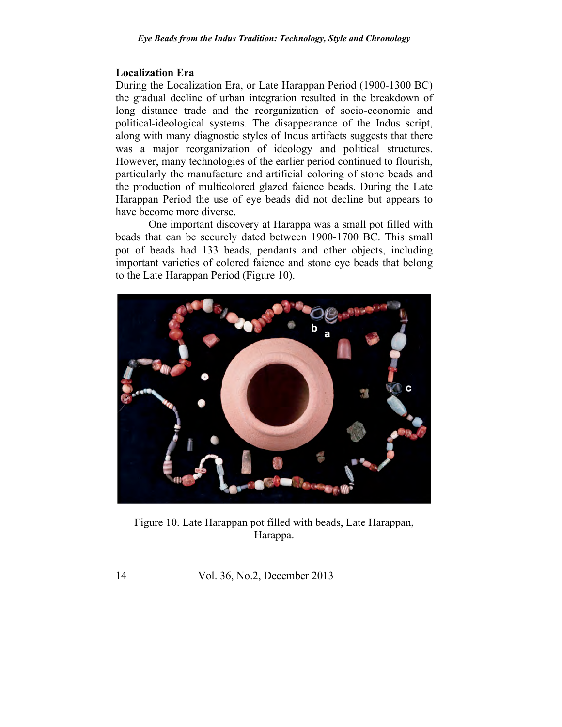## Localization Era

During the Localization Era, or Late Harappan Period (1900-1300 BC) the gradual decline of urban integration resulted in the breakdown of long distance trade and the reorganization of socio-economic and political-ideological systems. The disappearance of the Indus script, along with many diagnostic styles of Indus artifacts suggests that there was a major reorganization of ideology and political structures. However, many technologies of the earlier period continued to flourish, particularly the manufacture and artificial coloring of stone beads and the production of multicolored glazed faience beads. During the Late Harappan Period the use of eye beads did not decline but appears to have become more diverse.

One important discovery at Harappa was a small pot filled with beads that can be securely dated between 1900-1700 BC. This small pot of beads had 133 beads, pendants and other objects, including important varieties of colored faience and stone eye beads that belong to the Late Harappan Period (Figure 10).

Figure 10. Late Harappan pot filled with beads, Late Harappan, Harappa.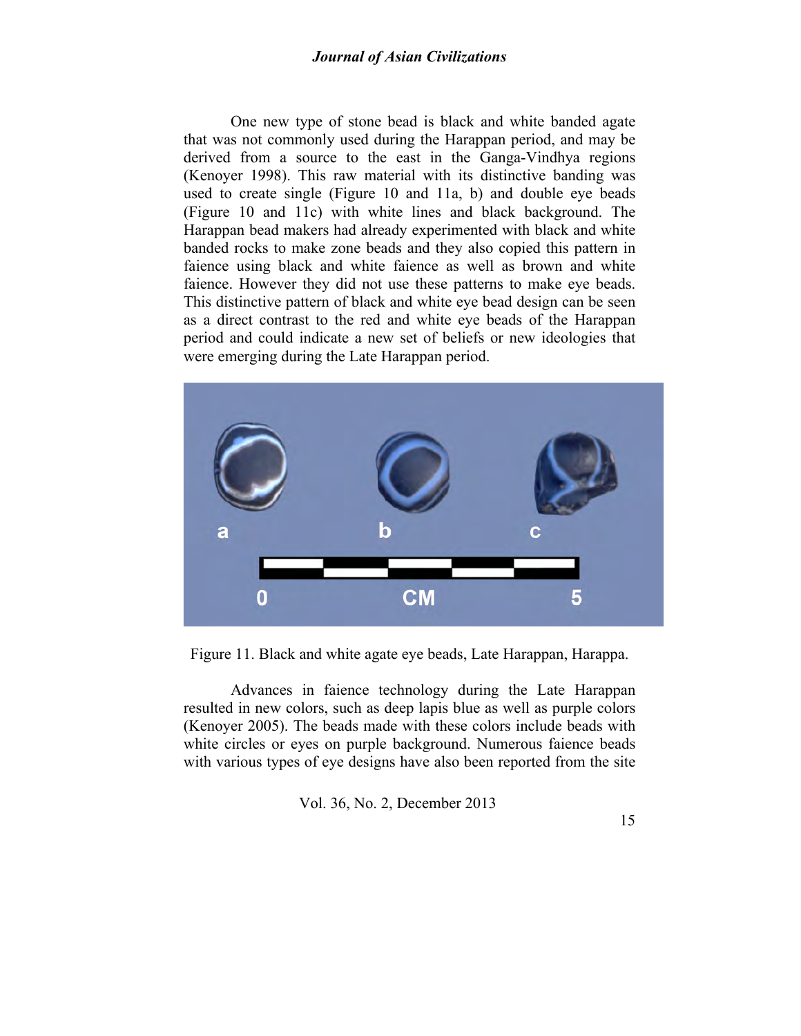One new type of stone bead is black and white banded agate that was not commonly used during the Harappan period, and may be derived from a source to the east in the Ganga-Vindhya regions (Kenoyer 1998). This raw material with its distinctive banding was used to create single (Figure 10 and 11a, b) and double eye beads (Figure 10 and 11c) with white lines and black background. The Harappan bead makers had already experimented with black and white banded rocks to make zone beads and they also copied this pattern in faience using black and white faience as well as brown and white faience. However they did not use these patterns to make eye beads. This distinctive pattern of black and white eye bead design can be seen as a direct contrast to the red and white eye beads of the Harappan period and could indicate a new set of beliefs or new ideologies that were emerging during the Late Harappan period.

Figure 11. Black and white agate eye beads, Late Harappan, Harappa.

Advances in faience technology during the Late Harappan resulted in new colors, such as deep lapis blue as well as purple colors (Kenoyer 2005). The beads made with these colors include beads with white circles or eyes on purple background. Numerous faience beads with various types of eye designs have also been reported from the site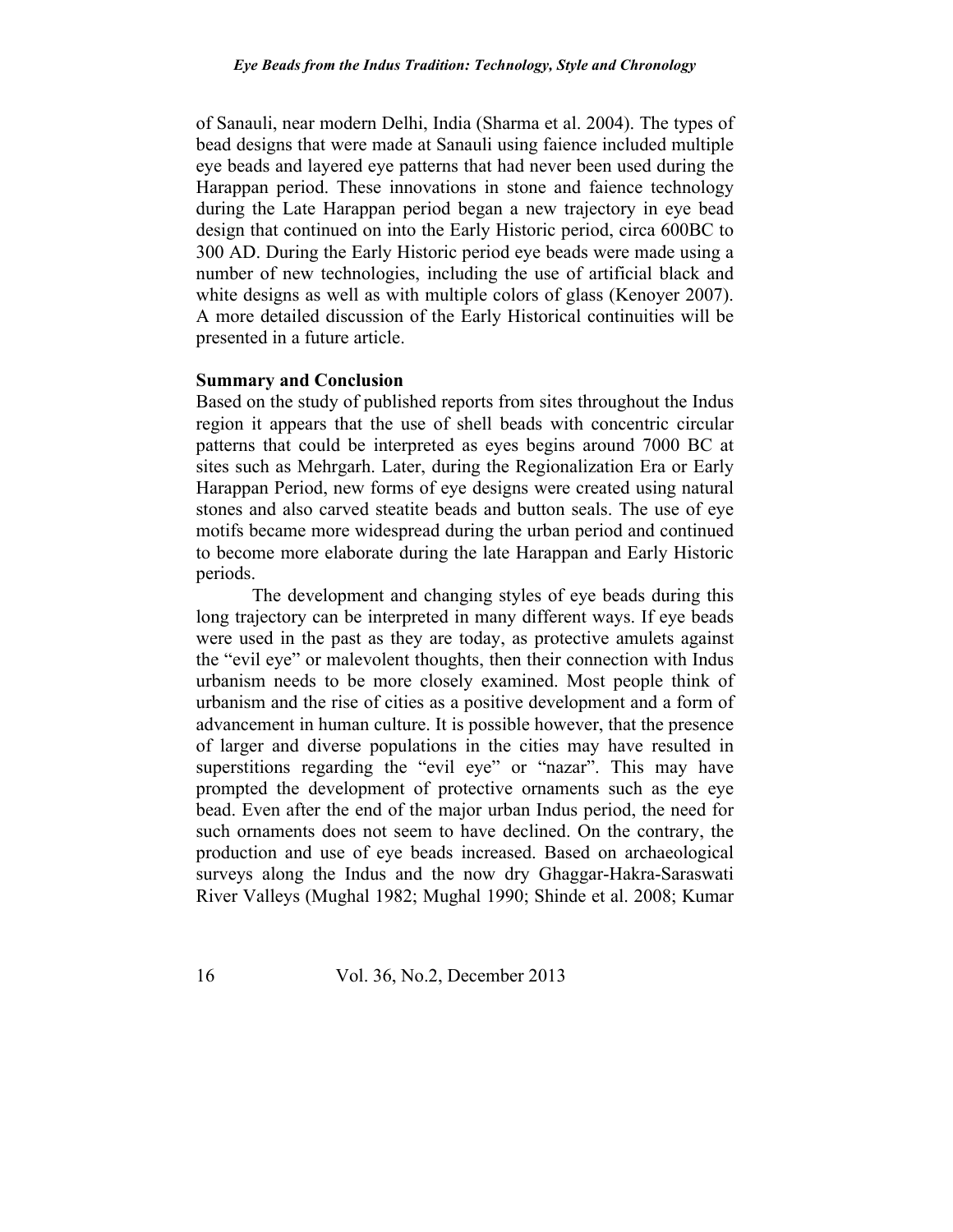of Sanauli, near modern Delhi, India (Sharma et al. 2004). The types of bead designs that were made at Sanauli using faience included multiple eye beads and layered eye patterns that had never been used during the Harappan period. These innovations in stone and faience technology during the Late Harappan period began a new trajectory in eye bead design that continued on into the Early Historic period, circa 600BC to 300 AD. During the Early Historic period eye beads were made using a number of new technologies, including the use of artificial black and white designs as well as with multiple colors of glass (Kenoyer 2007). A more detailed discussion of the Early Historical continuities will be presented in a future article.

**Summary and Conclusion**

Based on the study of published reports from sites throughout the Indus region it appears that the use of shell beads with concentric circular patterns that could be interpreted as eyes begins around 7000 BC at sites such as Mehrgarh. Later, during the Regionalization Era or Early Harappan Period, new forms of eye designs were created using natural stones and also carved steatite beads and button seals. The use of eye motifs became more widespread during the urban period and continued to become more elaborate during the late Harappan and Early Historic periods.

The development and changing styles of eye beads during this long trajectory can be interpreted in many different ways. If eye beads were used in the past as they are today, as protective amulets against the "evil eye" or malevolent thoughts, then their connection with Indus urbanism needs to be more closely examined. Most people think of urbanism and the rise of cities as a positive development and a form of advancement in human culture. It is possible however, that the presence of larger and diverse populations in the cities may have resulted in superstitions regarding the "evil eye" or "nazar". This may have prompted the development of protective ornaments such as the eye bead. Even after the end of the major urban Indus period, the need for such ornaments does not seem to have declined. On the contrary, the production and use of eye beads increased. Based on archaeological surveys along the Indus and the now dry Ghaggar-Hakra-Saraswati River Valleys (Mughal 1982; Mughal 1990; Shinde et al. 2008; Kumar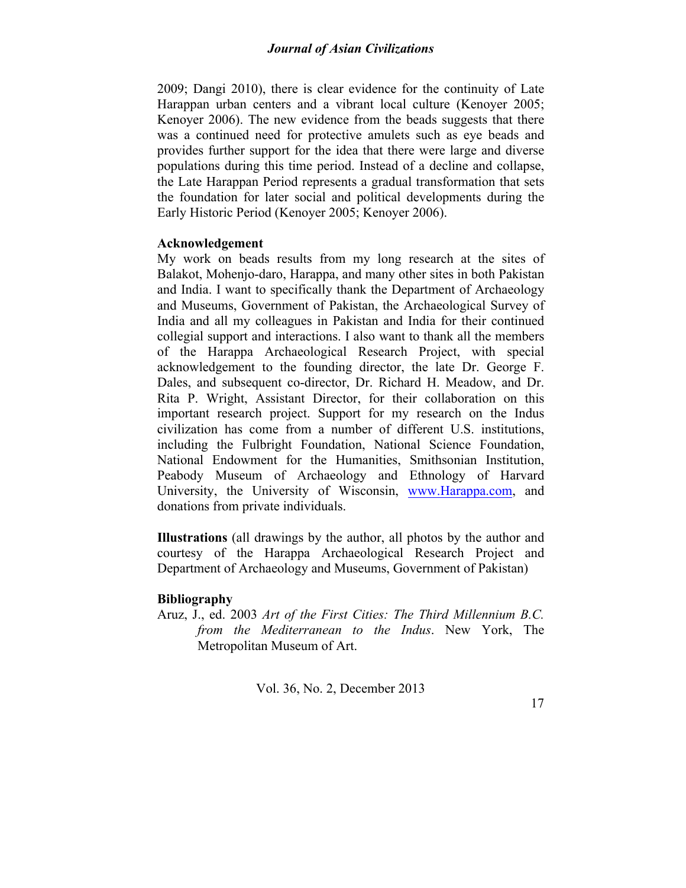2009; Dangi 2010), there is clear evidence for the continuity of Late Harappan urban centers and a vibrant local culture (Kenoyer 2005; Kenoyer 2006). The new evidence from the beads suggests that there was a continued need for protective amulets such as eye beads and provides further support for the idea that there were large and diverse populations during this time period. Instead of a decline and collapse, the Late Harappan Period represents a gradual transformation that sets the foundation for later social and political developments during the Early Historic Period (Kenoyer 2005; Kenoyer 2006).

## Acknowledgement

My work on beads results from my long research at the sites of Balakot, Mohenjo-daro, Harappa, and many other sites in both Pakistan and India. I want to specifically thank the Department of Archaeology and Museums, Government of Pakistan, the Archaeological Survey of India and all my colleagues in Pakistan and India for their continued collegial support and interactions. I also want to thank all the members of the Harappa Archaeological Research Project, with special acknowledgement to the founding director, the late Dr. George F. Dales, and subsequent co-director, Dr. Richard H. Meadow, and Dr. Rita P. Wright, Assistant Director, for their collaboration on this important research project. Support for my research on the Indus civilization has come from a number of different U.S. institutions, including the Fulbright Foundation, National Science Foundation, National Endowment for the Humanities, Smithsonian Institution, Peabody Museum of Archaeology and Ethnology of Harvard University, the University of Wisconsin, www.Harappa.com, and donations from private individuals.

**Illustrations** (all drawings by the author, all photos by the author and courtesy of the Harappa Archaeological Research Project and Department of Archaeology and Museums, Government of Pakistan)

## Bibliography

Aruz, J., ed. 2003 *Art of the First Cities: The Third Millennium B.C. from the Mediterranean to the Indus*. New York, The Metropolitan Museum of Art.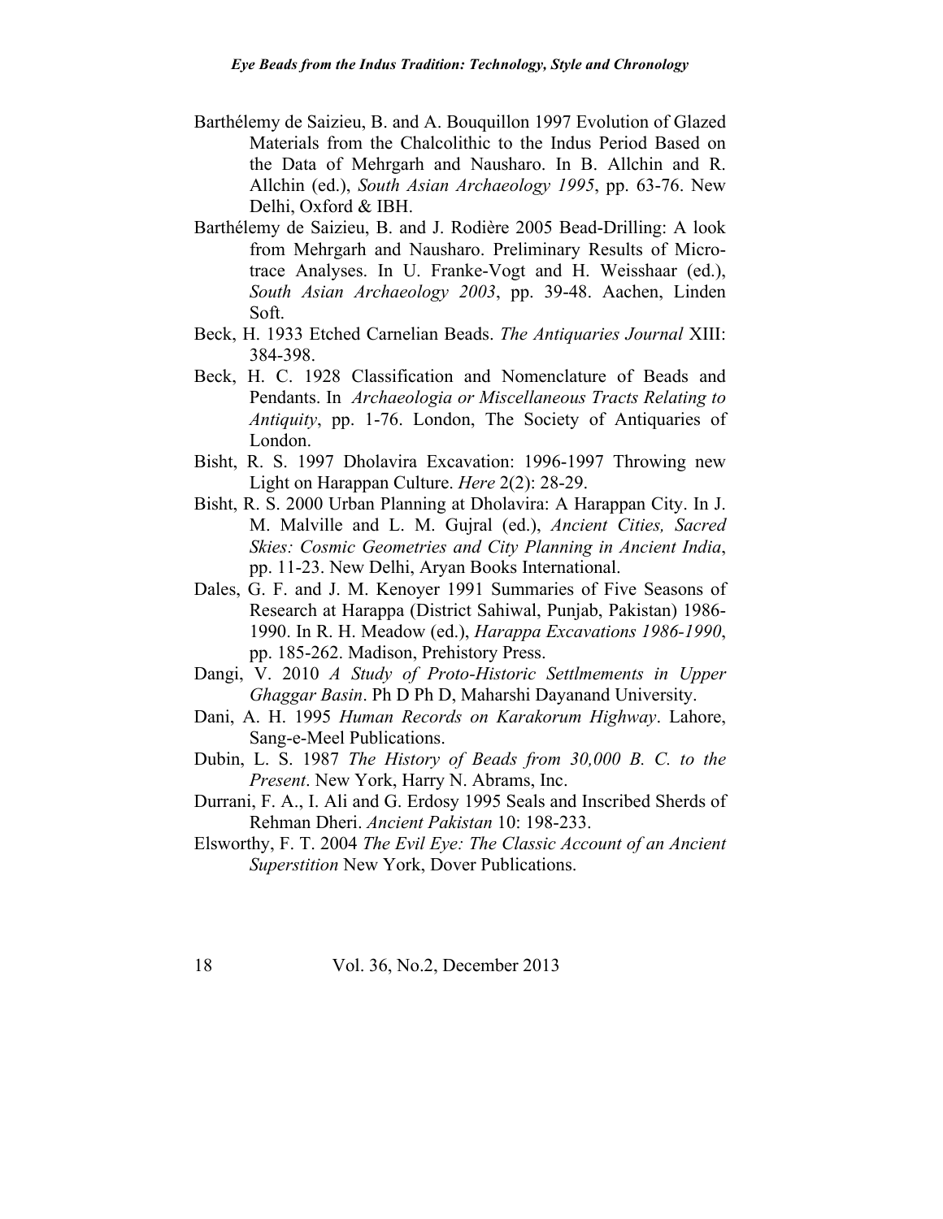Barthélemy de Saizieu, B. and A. Bouquillon 1997 Evolution of Glazed Materials from the Chalcolithic to the Indus Period Based on the Data of Mehrgarh and Nausharo. In B. Allchin and R. Allchin (ed.), *South Asian Archaeology 1995*, pp. 63-76. New Delhi, Oxford & IBH.

Barthélemy de Saizieu, B. and J. Rodière 2005 Bead-Drilling: A look from Mehrgarh and Nausharo. Preliminary Results of Micro-trace Analyses. In U. Franke-Vogt and H. Weisshaar (ed.), *South Asian Archaeology 2003*, pp. 39-48. Aachen, Linden Soft.

Beck, H. 1933 Etched Carnelian Beads. *The Antiquaries Journal* XIII: 384-398.

Beck, H. C. 1928 Classification and Nomenclature of Beads and Pendants. In *Archaeologia or Miscellaneous Tracts Relating to Antiquity*, pp. 1-76. London, The Society of Antiquaries of London.

Bisht, R. S. 1997 Dholavira Excavation: 1996-1997 Throwing new Light on Harappan Culture. *Here* 2(2): 28-29.

Bisht, R. S. 2000 Urban Planning at Dholavira: A Harappan City. In J. M. Malville and L. M. Gujral (ed.), *Ancient Cities, Sacred Skies: Cosmic Geometries and City Planning in Ancient India*, pp. 11-23. New Delhi, Aryan Books International.

Dales, G. F. and J. M. Kenoyer 1991 Summaries of Five Seasons of Research at Harappa (District Sahiwal, Punjab, Pakistan) 1986-1990. In R. H. Meadow (ed.), *Harappa Excavations 1986-1990*, pp. 185-262. Madison, Prehistory Press.

Dangi, V. 2010 *A Study of Proto-Historic Settlmements in Upper Ghaggar Basin*. Ph D Ph D, Maharshi Dayanand University.

Dani, A. H. 1995 *Human Records on Karakorum Highway*. Lahore, Sang-e-Meel Publications.

Dubin, L. S. 1987 *The History of Beads from 30,000 B. C. to the Present*. New York, Harry N. Abrams, Inc.

Durrani, F. A., I. Ali and G. Erdosy 1995 Seals and Inscribed Sherds of Rehman Dheri. *Ancient Pakistan* 10: 198-233.

Elsworthy, F. T. 2004 *The Evil Eye: The Classic Account of an Ancient Superstition* New York, Dover Publications.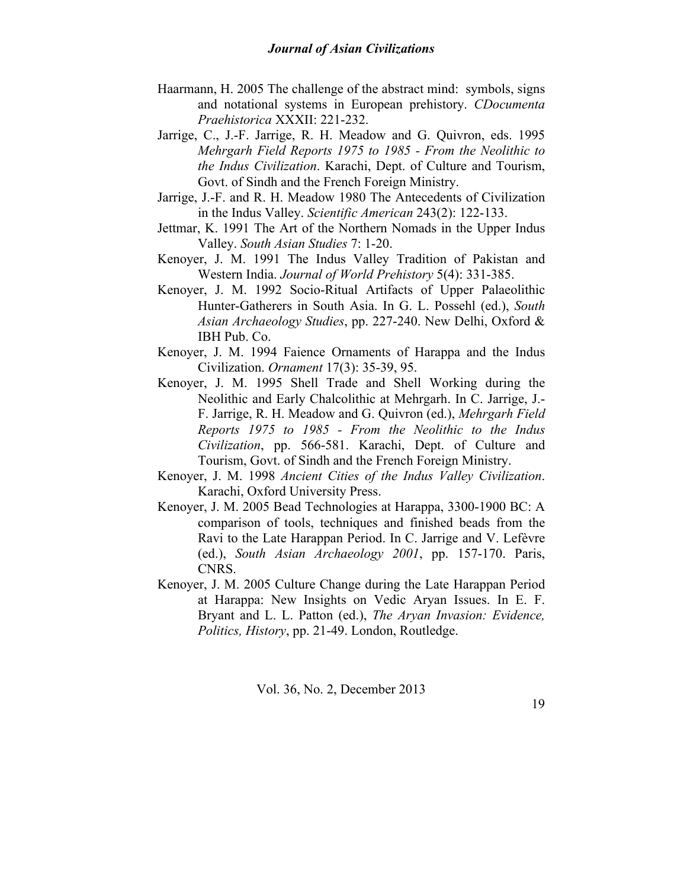Haarmann, H. 2005 The challenge of the abstract mind: symbols, signs and notational systems in European prehistory. *CDocumenta Praehistorica* XXXII: 221-232.

Jarrige, C., J.-F. Jarrige, R. H. Meadow and G. Quivron, eds. 1995 *Mehrgarh Field Reports 1975 to 1985 - From the Neolithic to the Indus Civilization*. Karachi, Dept. of Culture and Tourism, Govt. of Sindh and the French Foreign Ministry.

Jarrige, J.-F. and R. H. Meadow 1980 The Antecedents of Civilization in the Indus Valley. *Scientific American* 243(2): 122-133.

Jettmar, K. 1991 The Art of the Northern Nomads in the Upper Indus Valley. *South Asian Studies* 7: 1-20.

Kenoyer, J. M. 1991 The Indus Valley Tradition of Pakistan and Western India. *Journal of World Prehistory* 5(4): 331-385.

Kenoyer, J. M. 1992 Socio-Ritual Artifacts of Upper Palaeolithic Hunter-Gatherers in South Asia. In G. L. Possehl (ed.), *South Asian Archaeology Studies*, pp. 227-240. New Delhi, Oxford & IBH Pub. Co.

Kenoyer, J. M. 1994 Faience Ornaments of Harappa and the Indus Civilization. *Ornament* 17(3): 35-39, 95.

Kenoyer, J. M. 1995 Shell Trade and Shell Working during the Neolithic and Early Chalcolithic at Mehrgarh. In C. Jarrige, J.-F. Jarrige, R. H. Meadow and G. Quivron (ed.), *Mehrgarh Field Reports 1975 to 1985 - From the Neolithic to the Indus Civilization*, pp. 566-581. Karachi, Dept. of Culture and Tourism, Govt. of Sindh and the French Foreign Ministry.

Kenoyer, J. M. 1998 *Ancient Cities of the Indus Valley Civilization*. Karachi, Oxford University Press.

Kenoyer, J. M. 2005 Bead Technologies at Harappa, 3300-1900 BC: A comparison of tools, techniques and finished beads from the Ravi to the Late Harappan Period. In C. Jarrige and V. Lefèvre (ed.), *South Asian Archaeology 2001*, pp. 157-170. Paris, CNRS.

Kenoyer, J. M. 2005 Culture Change during the Late Harappan Period at Harappa: New Insights on Vedic Aryan Issues. In E. F. Bryant and L. L. Patton (ed.), *The Aryan Invasion: Evidence, Politics, History*, pp. 21-49. London, Routledge.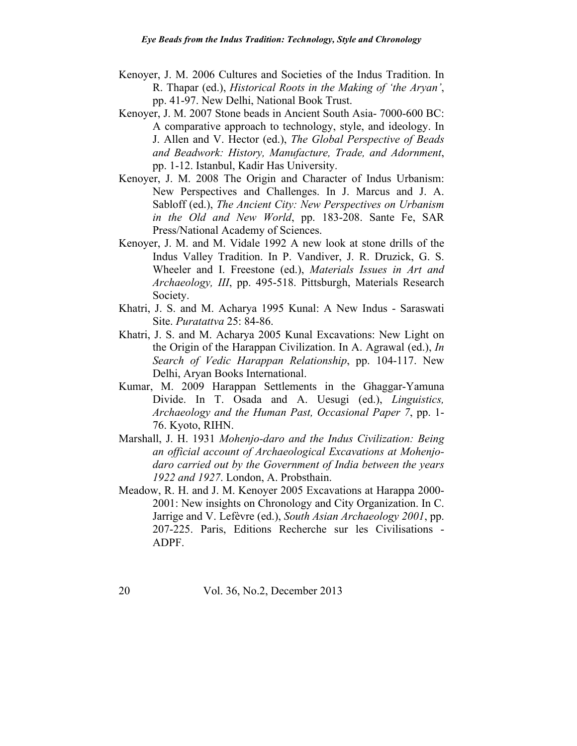Kenoyer, J. M. 2006 Cultures and Societies of the Indus Tradition. In R. Thapar (ed.), *Historical Roots in the Making of 'the Aryan'*, pp. 41-97. New Delhi, National Book Trust.

Kenoyer, J. M. 2007 Stone beads in Ancient South Asia- 7000-600 BC: A comparative approach to technology, style, and ideology. In J. Allen and V. Hector (ed.), *The Global Perspective of Beads and Beadwork: History, Manufacture, Trade, and Adornment*, pp. 1-12. Istanbul, Kadir Has University.

Kenoyer, J. M. 2008 The Origin and Character of Indus Urbanism: New Perspectives and Challenges. In J. Marcus and J. A. Sabloff (ed.), *The Ancient City: New Perspectives on Urbanism in the Old and New World*, pp. 183-208. Sante Fe, SAR Press/National Academy of Sciences.

Kenoyer, J. M. and M. Vidale 1992 A new look at stone drills of the Indus Valley Tradition. In P. Vandiver, J. R. Druzick, G. S. Wheeler and I. Freestone (ed.), *Materials Issues in Art and Archaeology, III*, pp. 495-518. Pittsburgh, Materials Research Society.

Khatri, J. S. and M. Acharya 1995 Kunal: A New Indus - Saraswati Site. *Puratattva* 25: 84-86.

Khatri, J. S. and M. Acharya 2005 Kunal Excavations: New Light on the Origin of the Harappan Civilization. In A. Agrawal (ed.), *In Search of Vedic Harappan Relationship*, pp. 104-117. New Delhi, Aryan Books International.

Kumar, M. 2009 Harappan Settlements in the Ghaggar-Yamuna Divide. In T. Osada and A. Uesugi (ed.), *Linguistics, Archaeology and the Human Past, Occasional Paper 7*, pp. 1-76. Kyoto, RIHN.

Marshall, J. H. 1931 *Mohenjo-daro and the Indus Civilization: Being an official account of Archaeological Excavations at Mohenjo-daro carried out by the Government of India between the years 1922 and 1927*. London, A. Probsthain.

Meadow, R. H. and J. M. Kenoyer 2005 Excavations at Harappa 2000-2001: New insights on Chronology and City Organization. In C. Jarrige and V. Lefèvre (ed.), *South Asian Archaeology 2001*, pp. 207-225. Paris, Editions Recherche sur les Civilisations - ADPF.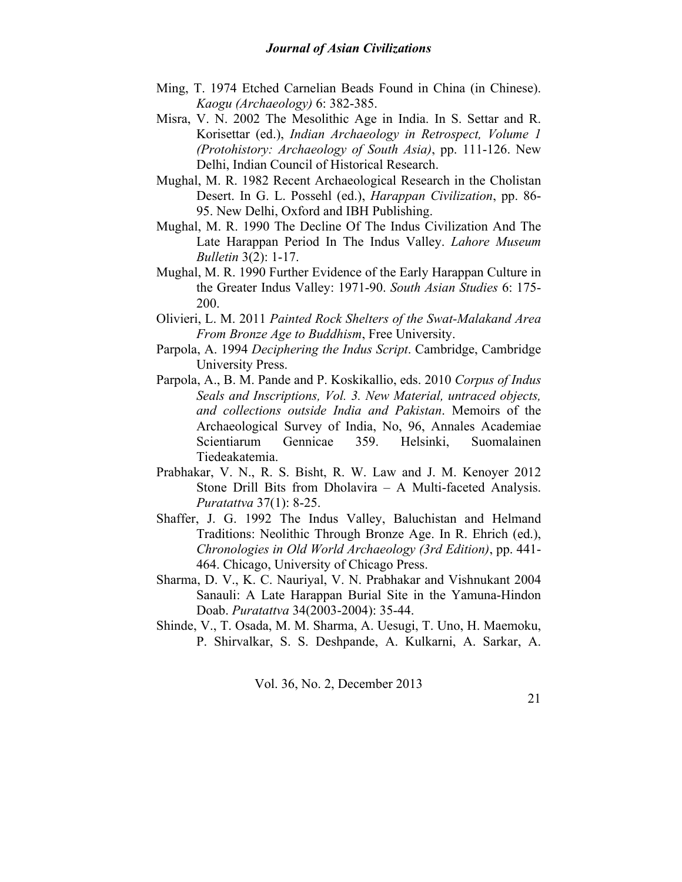Ming, T. 1974 Etched Carnelian Beads Found in China (in Chinese). *Kaogu (Archaeology)* 6: 382-385.

Misra, V. N. 2002 The Mesolithic Age in India. In S. Settar and R. Korisettar (ed.), *Indian Archaeology in Retrospect, Volume 1 (Protohistory: Archaeology of South Asia)*, pp. 111-126. New Delhi, Indian Council of Historical Research.

Mughal, M. R. 1982 Recent Archaeological Research in the Cholistan Desert. In G. L. Possehl (ed.), *Harappan Civilization*, pp. 86-95. New Delhi, Oxford and IBH Publishing.

Mughal, M. R. 1990 The Decline Of The Indus Civilization And The Late Harappan Period In The Indus Valley. *Lahore Museum Bulletin* 3(2): 1-17.

Mughal, M. R. 1990 Further Evidence of the Early Harappan Culture in the Greater Indus Valley: 1971-90. *South Asian Studies* 6: 175-200.

Olivieri, L. M. 2011 *Painted Rock Shelters of the Swat-Malakand Area From Bronze Age to Buddhism*, Free University.

Parpola, A. 1994 *Deciphering the Indus Script*. Cambridge, Cambridge University Press.

Parpola, A., B. M. Pande and P. Koskikallio, eds. 2010 *Corpus of Indus Seals and Inscriptions, Vol. 3. New Material, untraced objects, and collections outside India and Pakistan*. Memoirs of the Archaeological Survey of India, No, 96, Annales Academiae Scientiarum Gennicae 359. Helsinki, Suomalainen Tiedeakatemia.

Prabhakar, V. N., R. S. Bisht, R. W. Law and J. M. Kenoyer 2012 Stone Drill Bits from Dholavira – A Multi-faceted Analysis. *Puratattva* 37(1): 8-25.

Shaffer, J. G. 1992 The Indus Valley, Baluchistan and Helmand Traditions: Neolithic Through Bronze Age. In R. Ehrich (ed.), *Chronologies in Old World Archaeology (3rd Edition)*, pp. 441-464. Chicago, University of Chicago Press.

Sharma, D. V., K. C. Nauriyal, V. N. Prabhakar and Vishnukant 2004 Sanauli: A Late Harappan Burial Site in the Yamuna-Hindon Doab. *Puratattva* 34(2003-2004): 35-44.

Shinde, V., T. Osada, M. M. Sharma, A. Uesugi, T. Uno, H. Maemoku, P. Shirvalkar, S. S. Deshpande, A. Kulkarni, A. Sarkar, A.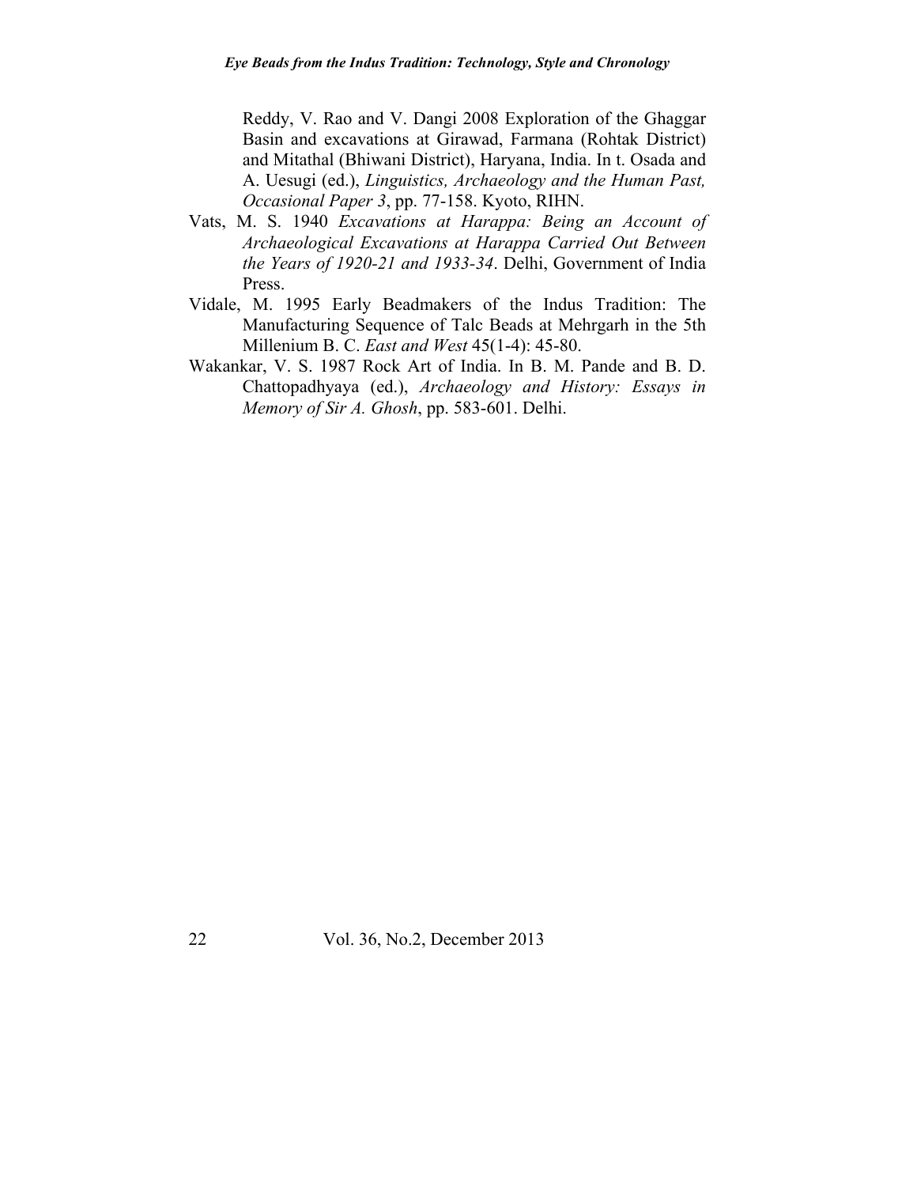Reddy, V. Rao and V. Dangi 2008 Exploration of the Ghaggar Basin and excavations at Girawad, Farmana (Rohtak District) and Mitathal (Bhiwani District), Haryana, India. In t. Osada and A. Uesugi (ed.), *Linguistics, Archaeology and the Human Past, Occasional Paper 3*, pp. 77-158. Kyoto, RIHN.

Vats, M. S. 1940 *Excavations at Harappa: Being an Account of Archaeological Excavations at Harappa Carried Out Between the Years of 1920-21 and 1933-34*. Delhi, Government of India Press.

Vidale, M. 1995 Early Beadmakers of the Indus Tradition: The Manufacturing Sequence of Talc Beads at Mehrgarh in the 5th Millenium B. C. *East and West* 45(1-4): 45-80.

Wakankar, V. S. 1987 Rock Art of India. In B. M. Pande and B. D. Chattopadhyaya (ed.), *Archaeology and History: Essays in Memory of Sir A. Ghosh*, pp. 583-601. Delhi.